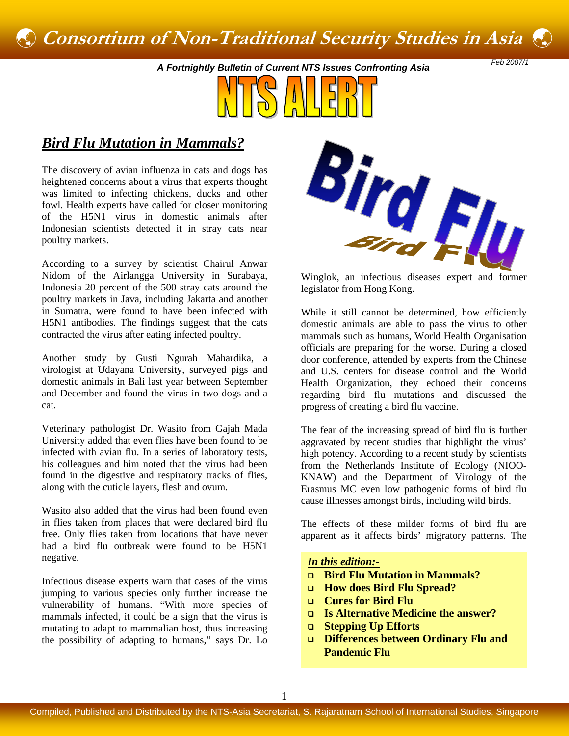# Consortium of Non-Traditional Security Studies in Asia

*A Fortnightly Bulletin of Current NTS Issues Confronting Asia*

Feb 2007/1

# NTS ALERT

## *Bird Flu Mutation in Mammals?*

The discovery of avian influenza in cats and dogs has heightened concerns about a virus that experts thought was limited to infecting chickens, ducks and other fowl. Health experts have called for closer monitoring of the H5N1 virus in domestic animals after Indonesian scientists detected it in stray cats near poultry markets.

According to a survey by scientist Chairul Anwar Nidom of the Airlangga University in Surabaya, Indonesia 20 percent of the 500 stray cats around the poultry markets in Java, including Jakarta and another in Sumatra, were found to have been infected with H5N1 antibodies. The findings suggest that the cats contracted the virus after eating infected poultry.

Another study by Gusti Ngurah Mahardika, a virologist at Udayana University, surveyed pigs and domestic animals in Bali last year between September and December and found the virus in two dogs and a cat.

Veterinary pathologist Dr. Wasito from Gajah Mada University added that even flies have been found to be infected with avian flu. In a series of laboratory tests, his colleagues and him noted that the virus had been found in the digestive and respiratory tracks of flies, along with the cuticle layers, flesh and ovum.

Wasito also added that the virus had been found even in flies taken from places that were declared bird flu free. Only flies taken from locations that have never had a bird flu outbreak were found to be H5N1 negative.

Infectious disease experts warn that cases of the virus jumping to various species only further increase the vulnerability of humans. "With more species of mammals infected, it could be a sign that the virus is mutating to adapt to mammalian host, thus increasing the possibility of adapting to humans," says Dr. Lo Winglok, an infectious diseases expert and former legislator from Hong Kong.

While it still cannot be determined, how efficiently domestic animals are able to pass the virus to other mammals such as humans, World Health Organisation officials are preparing for the worse. During a closed door conference, attended by experts from the Chinese and U.S. centers for disease control and the World Health Organization, they echoed their concerns regarding bird flu mutations and discussed the progress of creating a bird flu vaccine.

The fear of the increasing spread of bird flu is further aggravated by recent studies that highlight the virus' high potency. According to a recent study by scientists from the Netherlands Institute of Ecology (NIOO-KNAW) and the Department of Virology of the Erasmus MC even low pathogenic forms of bird flu cause illnesses amongst birds, including wild birds.

The effects of these milder forms of bird flu are apparent as it affects birds' migratory patterns. The

***In this edition:-***

- **Bird Flu Mutation in Mammals?**
- **How does Bird Flu Spread?**
- **Cures for Bird Flu**
- **Is Alternative Medicine the answer?**
- **Stepping Up Efforts**
- **Differences between Ordinary Flu and Pandemic Flu**

Compiled, Published and Distributed by the NTS-Asia Secretariat, S. Rajaratnam School of International Studies, Singapore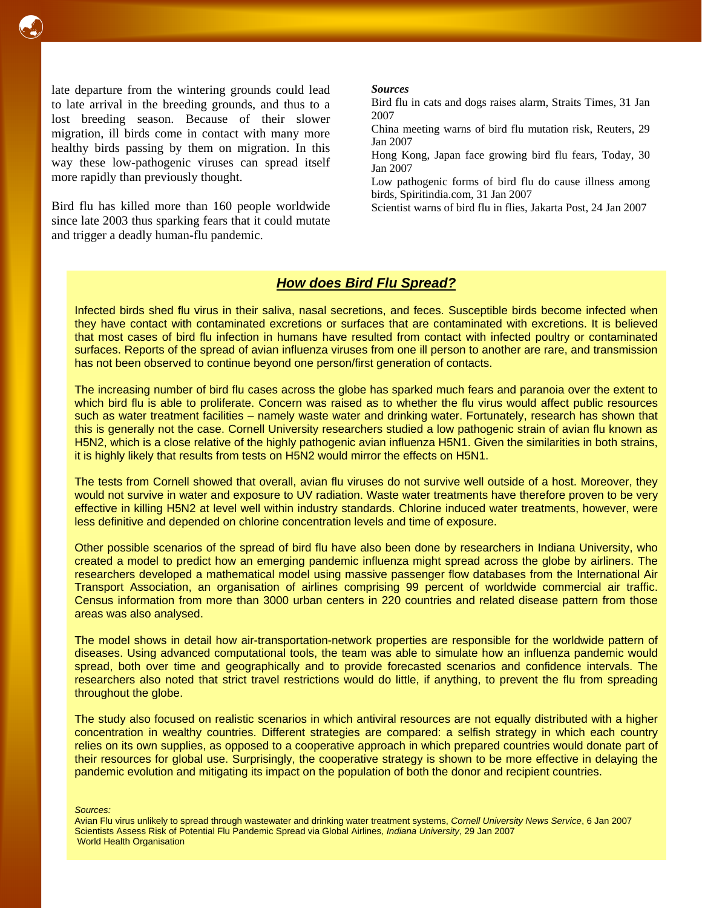late departure from the wintering grounds could lead to late arrival in the breeding grounds, and thus to a lost breeding season. Because of their slower migration, ill birds come in contact with many more healthy birds passing by them on migration. In this way these low-pathogenic viruses can spread itself more rapidly than previously thought.

Bird flu has killed more than 160 people worldwide since late 2003 thus sparking fears that it could mutate and trigger a deadly human-flu pandemic.

***Sources***

Bird flu in cats and dogs raises alarm, Straits Times, 31 Jan 2007

China meeting warns of bird flu mutation risk, Reuters, 29 Jan 2007

Hong Kong, Japan face growing bird flu fears, Today, 30 Jan 2007

Low pathogenic forms of bird flu do cause illness among birds, Spiritindia.com, 31 Jan 2007

Scientist warns of bird flu in flies, Jakarta Post, 24 Jan 2007

## *How does Bird Flu Spread?*

Infected birds shed flu virus in their saliva, nasal secretions, and feces. Susceptible birds become infected when they have contact with contaminated excretions or surfaces that are contaminated with excretions. It is believed that most cases of bird flu infection in humans have resulted from contact with infected poultry or contaminated surfaces. Reports of the spread of avian influenza viruses from one ill person to another are rare, and transmission has not been observed to continue beyond one person/first generation of contacts.

The increasing number of bird flu cases across the globe has sparked much fears and paranoia over the extent to which bird flu is able to proliferate. Concern was raised as to whether the flu virus would affect public resources such as water treatment facilities – namely waste water and drinking water. Fortunately, research has shown that this is generally not the case. Cornell University researchers studied a low pathogenic strain of avian flu known as H5N2, which is a close relative of the highly pathogenic avian influenza H5N1. Given the similarities in both strains, it is highly likely that results from tests on H5N2 would mirror the effects on H5N1.

The tests from Cornell showed that overall, avian flu viruses do not survive well outside of a host. Moreover, they would not survive in water and exposure to UV radiation. Waste water treatments have therefore proven to be very effective in killing H5N2 at level well within industry standards. Chlorine induced water treatments, however, were less definitive and depended on chlorine concentration levels and time of exposure.

Other possible scenarios of the spread of bird flu have also been done by researchers in Indiana University, who created a model to predict how an emerging pandemic influenza might spread across the globe by airliners. The researchers developed a mathematical model using massive passenger flow databases from the International Air Transport Association, an organisation of airlines comprising 99 percent of worldwide commercial air traffic. Census information from more than 3000 urban centers in 220 countries and related disease pattern from those areas was also analysed.

The model shows in detail how air-transportation-network properties are responsible for the worldwide pattern of diseases. Using advanced computational tools, the team was able to simulate how an influenza pandemic would spread, both over time and geographically and to provide forecasted scenarios and confidence intervals. The researchers also noted that strict travel restrictions would do little, if anything, to prevent the flu from spreading throughout the globe.

The study also focused on realistic scenarios in which antiviral resources are not equally distributed with a higher concentration in wealthy countries. Different strategies are compared: a selfish strategy in which each country relies on its own supplies, as opposed to a cooperative approach in which prepared countries would donate part of their resources for global use. Surprisingly, the cooperative strategy is shown to be more effective in delaying the pandemic evolution and mitigating its impact on the population of both the donor and recipient countries.

*Sources:*

Avian Flu virus unlikely to spread through wastewater and drinking water treatment systems, *Cornell University News Service*, 6 Jan 2007

Scientists Assess Risk of Potential Flu Pandemic Spread via Global Airlines, *Indiana University*, 29 Jan 2007

World Health Organisation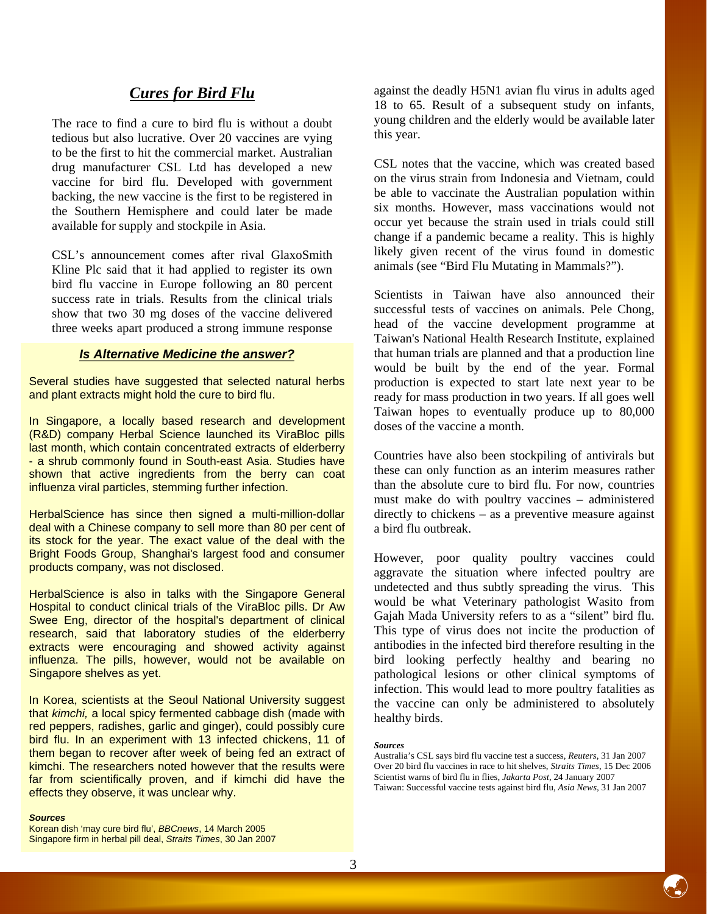## *Cures for Bird Flu*

The race to find a cure to bird flu is without a doubt tedious but also lucrative. Over 20 vaccines are vying to be the first to hit the commercial market. Australian drug manufacturer CSL Ltd has developed a new vaccine for bird flu. Developed with government backing, the new vaccine is the first to be registered in the Southern Hemisphere and could later be made available for supply and stockpile in Asia.

CSL's announcement comes after rival GlaxoSmith Kline Plc said that it had applied to register its own bird flu vaccine in Europe following an 80 percent success rate in trials. Results from the clinical trials show that two 30 mg doses of the vaccine delivered three weeks apart produced a strong immune response against the deadly H5N1 avian flu virus in adults aged 18 to 65. Result of a subsequent study on infants, young children and the elderly would be available later this year.

CSL notes that the vaccine, which was created based on the virus strain from Indonesia and Vietnam, could be able to vaccinate the Australian population within six months. However, mass vaccinations would not occur yet because the strain used in trials could still change if a pandemic became a reality. This is highly likely given recent of the virus found in domestic animals (see "Bird Flu Mutating in Mammals?").

Scientists in Taiwan have also announced their successful tests of vaccines on animals. Pele Chong, head of the vaccine development programme at Taiwan's National Health Research Institute, explained that human trials are planned and that a production line would be built by the end of the year. Formal production is expected to start late next year to be ready for mass production in two years. If all goes well Taiwan hopes to eventually produce up to 80,000 doses of the vaccine a month.

Countries have also been stockpiling of antivirals but these can only function as an interim measures rather than the absolute cure to bird flu. For now, countries must make do with poultry vaccines – administered directly to chickens – as a preventive measure against a bird flu outbreak.

However, poor quality poultry vaccines could aggravate the situation where infected poultry are undetected and thus subtly spreading the virus. This would be what Veterinary pathologist Wasito from Gajah Mada University refers to as a "silent" bird flu. This type of virus does not incite the production of antibodies in the infected bird therefore resulting in the bird looking perfectly healthy and bearing no pathological lesions or other clinical symptoms of infection. This would lead to more poultry fatalities as the vaccine can only be administered to absolutely healthy birds.

***Sources***

Australia's CSL says bird flu vaccine test a success, *Reuters*, 31 Jan 2007
Over 20 bird flu vaccines in race to hit shelves, *Straits Times*, 15 Dec 2006
Scientist warns of bird flu in flies, *Jakarta Post*, 24 January 2007
Taiwan: Successful vaccine tests against bird flu, *Asia News*, 31 Jan 2007

### *Is Alternative Medicine the answer?*

Several studies have suggested that selected natural herbs and plant extracts might hold the cure to bird flu.

In Singapore, a locally based research and development (R&D) company Herbal Science launched its ViraBloc pills last month, which contain concentrated extracts of elderberry - a shrub commonly found in South-east Asia. Studies have shown that active ingredients from the berry can coat influenza viral particles, stemming further infection.

HerbalScience has since then signed a multi-million-dollar deal with a Chinese company to sell more than 80 per cent of its stock for the year. The exact value of the deal with the Bright Foods Group, Shanghai's largest food and consumer products company, was not disclosed.

HerbalScience is also in talks with the Singapore General Hospital to conduct clinical trials of the ViraBloc pills. Dr Aw Swee Eng, director of the hospital's department of clinical research, said that laboratory studies of the elderberry extracts were encouraging and showed activity against influenza. The pills, however, would not be available on Singapore shelves as yet.

In Korea, scientists at the Seoul National University suggest that *kimchi,* a local spicy fermented cabbage dish (made with red peppers, radishes, garlic and ginger), could possibly cure bird flu. In an experiment with 13 infected chickens, 11 of them began to recover after week of being fed an extract of kimchi. The researchers noted however that the results were far from scientifically proven, and if kimchi did have the effects they observe, it was unclear why.

***Sources***

Korean dish 'may cure bird flu', *BBCnews*, 14 March 2005
Singapore firm in herbal pill deal, *Straits Times*, 30 Jan 2007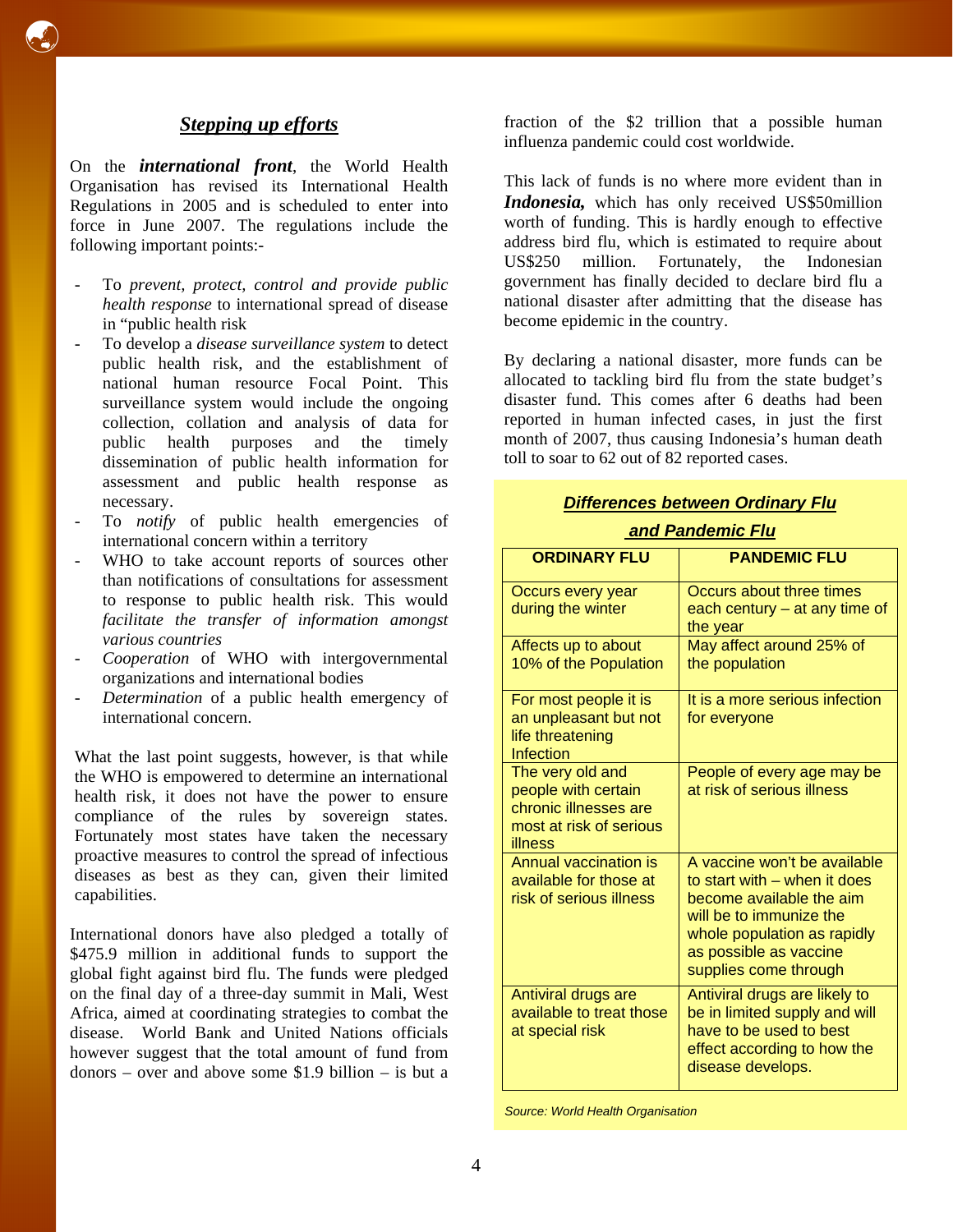## Stepping up efforts

On the ***international front***, the World Health Organisation has revised its International Health Regulations in 2005 and is scheduled to enter into force in June 2007. The regulations include the following important points:-

- To *prevent, protect, control and provide public health response* to international spread of disease in "public health risk
- To develop a *disease surveillance system* to detect public health risk, and the establishment of national human resource Focal Point. This surveillance system would include the ongoing collection, collation and analysis of data for public health purposes and the timely dissemination of public health information for assessment and public health response as necessary.
- To *notify* of public health emergencies of international concern within a territory
- WHO to take account reports of sources other than notifications of consultations for assessment to response to public health risk. This would *facilitate the transfer of information amongst various countries*
- *Cooperation* of WHO with intergovernmental organizations and international bodies
- *Determination* of a public health emergency of international concern.

What the last point suggests, however, is that while the WHO is empowered to determine an international health risk, it does not have the power to ensure compliance of the rules by sovereign states. Fortunately most states have taken the necessary proactive measures to control the spread of infectious diseases as best as they can, given their limited capabilities.

International donors have also pledged a totally of $475.9 million in additional funds to support the global fight against bird flu. The funds were pledged on the final day of a three-day summit in Mali, West Africa, aimed at coordinating strategies to combat the disease. World Bank and United Nations officials however suggest that the total amount of fund from donors – over and above some $1.9 billion – is but a fraction of the $2 trillion that a possible human influenza pandemic could cost worldwide.

This lack of funds is no where more evident than in ***Indonesia,*** which has only received US$50million worth of funding. This is hardly enough to effective address bird flu, which is estimated to require about US$250 million. Fortunately, the Indonesian government has finally decided to declare bird flu a national disaster after admitting that the disease has become epidemic in the country.

By declaring a national disaster, more funds can be allocated to tackling bird flu from the state budget's disaster fund. This comes after 6 deaths had been reported in human infected cases, in just the first month of 2007, thus causing Indonesia's human death toll to soar to 62 out of 82 reported cases.

### *Differences between Ordinary Flu and Pandemic Flu*

| ORDINARY FLU | PANDEMIC FLU |
|---|---|
| Occurs every year during the winter | Occurs about three times each century – at any time of the year |
| Affects up to about 10% of the Population | May affect around 25% of the population |
| For most people it is an unpleasant but not life threatening Infection | It is a more serious infection for everyone |
| The very old and people with certain chronic illnesses are most at risk of serious illness | People of every age may be at risk of serious illness |
| Annual vaccination is available for those at risk of serious illness | A vaccine won't be available to start with – when it does become available the aim will be to immunize the whole population as rapidly as possible as vaccine supplies come through |
| Antiviral drugs are available to treat those at special risk | Antiviral drugs are likely to be in limited supply and will have to be used to best effect according to how the disease develops. |

*Source: World Health Organisation*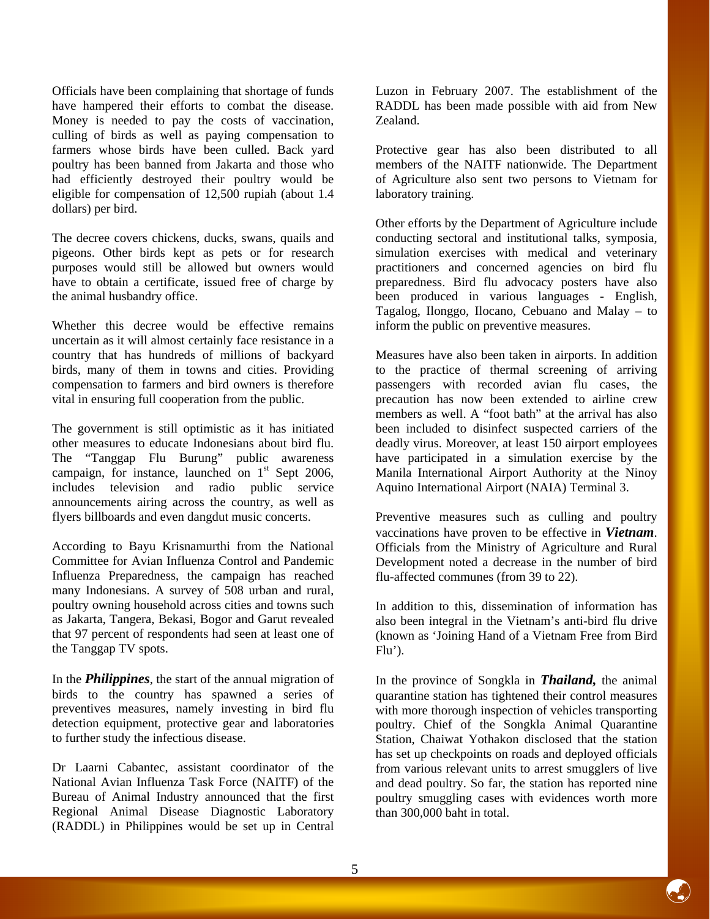Officials have been complaining that shortage of funds have hampered their efforts to combat the disease. Money is needed to pay the costs of vaccination, culling of birds as well as paying compensation to farmers whose birds have been culled. Back yard poultry has been banned from Jakarta and those who had efficiently destroyed their poultry would be eligible for compensation of 12,500 rupiah (about 1.4 dollars) per bird.

The decree covers chickens, ducks, swans, quails and pigeons. Other birds kept as pets or for research purposes would still be allowed but owners would have to obtain a certificate, issued free of charge by the animal husbandry office.

Whether this decree would be effective remains uncertain as it will almost certainly face resistance in a country that has hundreds of millions of backyard birds, many of them in towns and cities. Providing compensation to farmers and bird owners is therefore vital in ensuring full cooperation from the public.

The government is still optimistic as it has initiated other measures to educate Indonesians about bird flu. The "Tanggap Flu Burung" public awareness campaign, for instance, launched on 1st Sept 2006, includes television and radio public service announcements airing across the country, as well as flyers billboards and even dangdut music concerts.

According to Bayu Krisnamurthi from the National Committee for Avian Influenza Control and Pandemic Influenza Preparedness, the campaign has reached many Indonesians. A survey of 508 urban and rural, poultry owning household across cities and towns such as Jakarta, Tangera, Bekasi, Bogor and Garut revealed that 97 percent of respondents had seen at least one of the Tanggap TV spots.

In the ***Philippines***, the start of the annual migration of birds to the country has spawned a series of preventives measures, namely investing in bird flu detection equipment, protective gear and laboratories to further study the infectious disease.

Dr Laarni Cabantec, assistant coordinator of the National Avian Influenza Task Force (NAITF) of the Bureau of Animal Industry announced that the first Regional Animal Disease Diagnostic Laboratory (RADDL) in Philippines would be set up in Central Luzon in February 2007. The establishment of the RADDL has been made possible with aid from New Zealand.

Protective gear has also been distributed to all members of the NAITF nationwide. The Department of Agriculture also sent two persons to Vietnam for laboratory training.

Other efforts by the Department of Agriculture include conducting sectoral and institutional talks, symposia, simulation exercises with medical and veterinary practitioners and concerned agencies on bird flu preparedness. Bird flu advocacy posters have also been produced in various languages - English, Tagalog, Ilonggo, Ilocano, Cebuano and Malay – to inform the public on preventive measures.

Measures have also been taken in airports. In addition to the practice of thermal screening of arriving passengers with recorded avian flu cases, the precaution has now been extended to airline crew members as well. A "foot bath" at the arrival has also been included to disinfect suspected carriers of the deadly virus. Moreover, at least 150 airport employees have participated in a simulation exercise by the Manila International Airport Authority at the Ninoy Aquino International Airport (NAIA) Terminal 3.

Preventive measures such as culling and poultry vaccinations have proven to be effective in ***Vietnam***. Officials from the Ministry of Agriculture and Rural Development noted a decrease in the number of bird flu-affected communes (from 39 to 22).

In addition to this, dissemination of information has also been integral in the Vietnam's anti-bird flu drive (known as 'Joining Hand of a Vietnam Free from Bird Flu').

In the province of Songkla in ***Thailand,*** the animal quarantine station has tightened their control measures with more thorough inspection of vehicles transporting poultry. Chief of the Songkla Animal Quarantine Station, Chaiwat Yothakon disclosed that the station has set up checkpoints on roads and deployed officials from various relevant units to arrest smugglers of live and dead poultry. So far, the station has reported nine poultry smuggling cases with evidences worth more than 300,000 baht in total.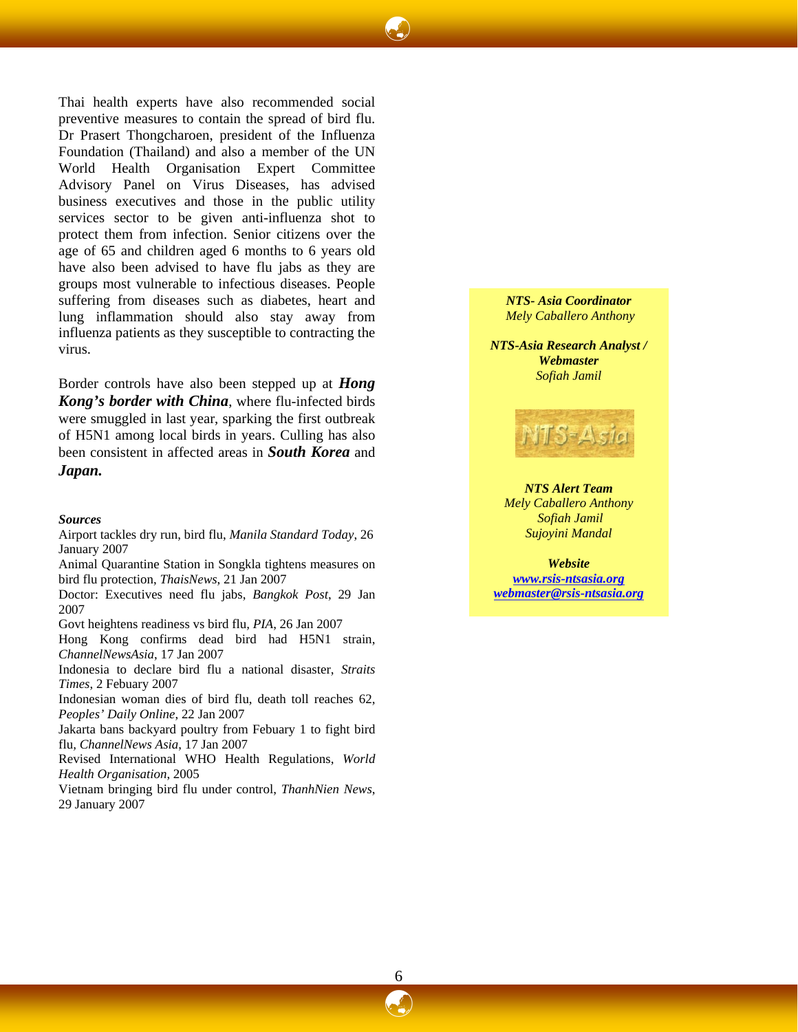Thai health experts have also recommended social preventive measures to contain the spread of bird flu. Dr Prasert Thongcharoen, president of the Influenza Foundation (Thailand) and also a member of the UN World Health Organisation Expert Committee Advisory Panel on Virus Diseases, has advised business executives and those in the public utility services sector to be given anti-influenza shot to protect them from infection. Senior citizens over the age of 65 and children aged 6 months to 6 years old have also been advised to have flu jabs as they are groups most vulnerable to infectious diseases. People suffering from diseases such as diabetes, heart and lung inflammation should also stay away from influenza patients as they susceptible to contracting the virus.

Border controls have also been stepped up at ***Hong Kong's border with China***, where flu-infected birds were smuggled in last year, sparking the first outbreak of H5N1 among local birds in years. Culling has also been consistent in affected areas in ***South Korea*** and ***Japan.***

***Sources***

Airport tackles dry run, bird flu, *Manila Standard Today*, 26 January 2007

Animal Quarantine Station in Songkla tightens measures on bird flu protection, *ThaisNews*, 21 Jan 2007

Doctor: Executives need flu jabs, *Bangkok Post*, 29 Jan 2007

Govt heightens readiness vs bird flu, *PIA*, 26 Jan 2007

Hong Kong confirms dead bird had H5N1 strain, *ChannelNewsAsia*, 17 Jan 2007

Indonesia to declare bird flu a national disaster, *Straits Times*, 2 Febuary 2007

Indonesian woman dies of bird flu, death toll reaches 62, *Peoples' Daily Online*, 22 Jan 2007

Jakarta bans backyard poultry from Febuary 1 to fight bird flu, *ChannelNews Asia*, 17 Jan 2007

Revised International WHO Health Regulations, *World Health Organisation*, 2005

Vietnam bringing bird flu under control, *ThanhNien News*, 29 January 2007

***NTS- Asia Coordinator***
*Mely Caballero Anthony*

***NTS-Asia Research Analyst / Webmaster***
*Sofiah Jamil*

NTS-Asia

***NTS Alert Team***
*Mely Caballero Anthony*
*Sofiah Jamil*
*Sujoyini Mandal*

***Website***
***www.rsis-ntsasia.org***
***webmaster@rsis-ntsasia.org***